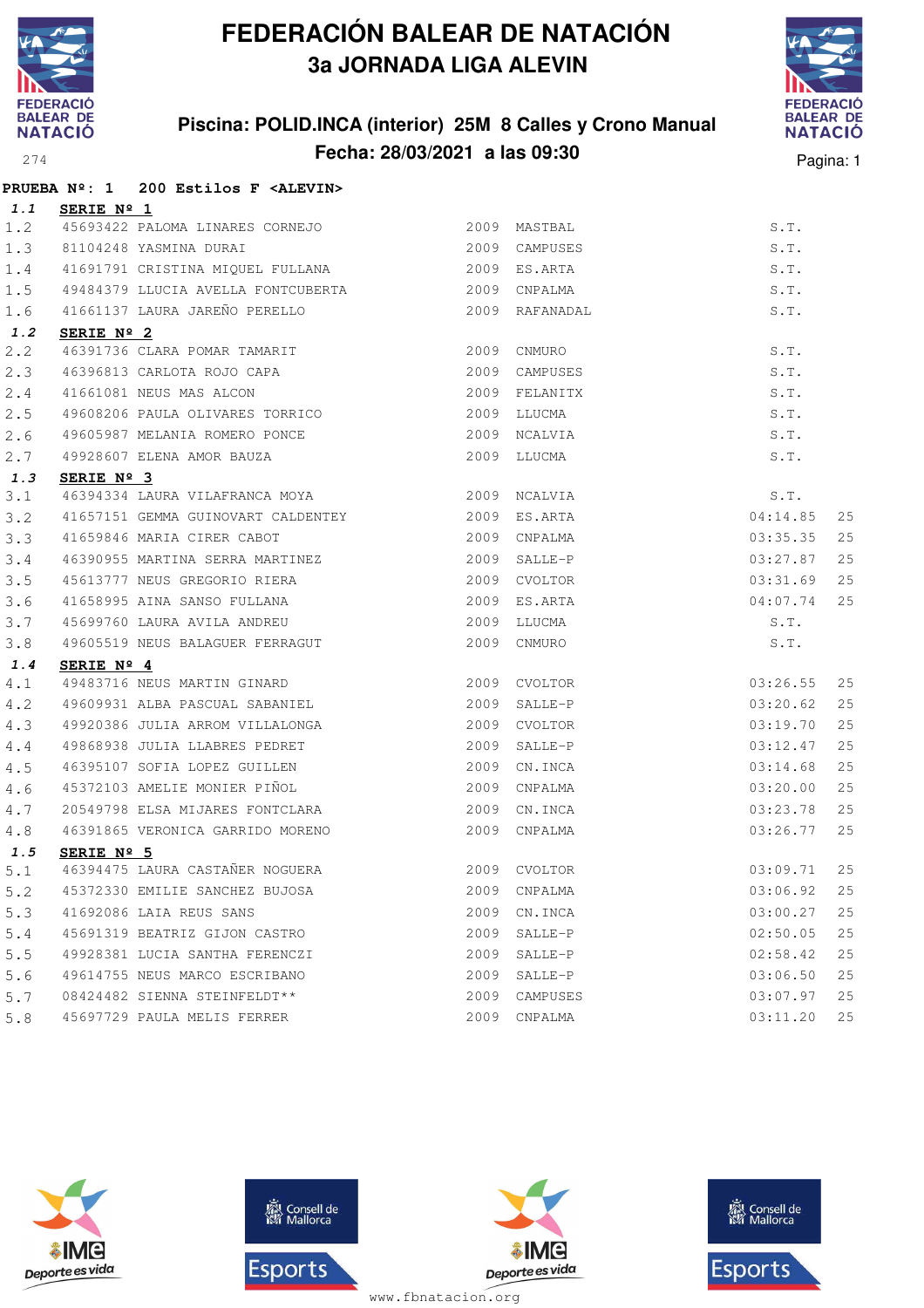# FEDERACIÓN BALEAR DE NATACIÓN

## 3a JORNADA LIGA ALEVIN

### Piscina: POLID.INCA (interior) 25M 8 Calles y Crono Manual

### Fecha: 28/03/2021 a las 09:30

274

**PRUEBA Nº: 1 200 Estilos F <ALEVIN>**

**1.1 SERIE Nº 1**

| | | | | | | |
|---|---|---|---|---|---|---|
| 1.2 | 45693422 | PALOMA LINARES CORNEJO | 2009 | MASTBAL | S.T. | |
| 1.3 | 81104248 | YASMINA DURAI | 2009 | CAMPUSES | S.T. | |
| 1.4 | 41691791 | CRISTINA MIQUEL FULLANA | 2009 | ES.ARTA | S.T. | |
| 1.5 | 49484379 | LLUCIA AVELLA FONTCUBERTA | 2009 | CNPALMA | S.T. | |
| 1.6 | 41661137 | LAURA JAREÑO PERELLO | 2009 | RAFANADAL | S.T. | |

**1.2 SERIE Nº 2**

| | | | | | | |
|---|---|---|---|---|---|---|
| 2.2 | 46391736 | CLARA POMAR TAMARIT | 2009 | CNMURO | S.T. | |
| 2.3 | 46396813 | CARLOTA ROJO CAPA | 2009 | CAMPUSES | S.T. | |
| 2.4 | 41661081 | NEUS MAS ALCON | 2009 | FELANITX | S.T. | |
| 2.5 | 49608206 | PAULA OLIVARES TORRICO | 2009 | LLUCMA | S.T. | |
| 2.6 | 49605987 | MELANIA ROMERO PONCE | 2009 | NCALVIA | S.T. | |
| 2.7 | 49928607 | ELENA AMOR BAUZA | 2009 | LLUCMA | S.T. | |

**1.3 SERIE Nº 3**

| | | | | | | |
|---|---|---|---|---|---|---|
| 3.1 | 46394334 | LAURA VILAFRANCA MOYA | 2009 | NCALVIA | S.T. | |
| 3.2 | 41657151 | GEMMA GUINOVART CALDENTEY | 2009 | ES.ARTA | 04:14.85 | 25 |
| 3.3 | 41659846 | MARIA CIRER CABOT | 2009 | CNPALMA | 03:35.35 | 25 |
| 3.4 | 46390955 | MARTINA SERRA MARTINEZ | 2009 | SALLE-P | 03:27.87 | 25 |
| 3.5 | 45613777 | NEUS GREGORIO RIERA | 2009 | CVOLTOR | 03:31.69 | 25 |
| 3.6 | 41658995 | AINA SANSO FULLANA | 2009 | ES.ARTA | 04:07.74 | 25 |
| 3.7 | 45699760 | LAURA AVILA ANDREU | 2009 | LLUCMA | S.T. | |
| 3.8 | 49605519 | NEUS BALAGUER FERRAGUT | 2009 | CNMURO | S.T. | |

**1.4 SERIE Nº 4**

| | | | | | | |
|---|---|---|---|---|---|---|
| 4.1 | 49483716 | NEUS MARTIN GINARD | 2009 | CVOLTOR | 03:26.55 | 25 |
| 4.2 | 49609931 | ALBA PASCUAL SABANIEL | 2009 | SALLE-P | 03:20.62 | 25 |
| 4.3 | 49920386 | JULIA ARROM VILLALONGA | 2009 | CVOLTOR | 03:19.70 | 25 |
| 4.4 | 49868938 | JULIA LLABRES PEDRET | 2009 | SALLE-P | 03:12.47 | 25 |
| 4.5 | 46395107 | SOFIA LOPEZ GUILLEN | 2009 | CN.INCA | 03:14.68 | 25 |
| 4.6 | 45372103 | AMELIE MONIER PIÑOL | 2009 | CNPALMA | 03:20.00 | 25 |
| 4.7 | 20549798 | ELSA MIJARES FONTCLARA | 2009 | CN.INCA | 03:23.78 | 25 |
| 4.8 | 46391865 | VERONICA GARRIDO MORENO | 2009 | CNPALMA | 03:26.77 | 25 |

**1.5 SERIE Nº 5**

| | | | | | | |
|---|---|---|---|---|---|---|
| 5.1 | 46394475 | LAURA CASTAÑER NOGUERA | 2009 | CVOLTOR | 03:09.71 | 25 |
| 5.2 | 45372330 | EMILIE SANCHEZ BUJOSA | 2009 | CNPALMA | 03:06.92 | 25 |
| 5.3 | 41692086 | LAIA REUS SANS | 2009 | CN.INCA | 03:00.27 | 25 |
| 5.4 | 45691319 | BEATRIZ GIJON CASTRO | 2009 | SALLE-P | 02:50.05 | 25 |
| 5.5 | 49928381 | LUCIA SANTHA FERENCZI | 2009 | SALLE-P | 02:58.42 | 25 |
| 5.6 | 49614755 | NEUS MARCO ESCRIBANO | 2009 | SALLE-P | 03:06.50 | 25 |
| 5.7 | 08424482 | SIENNA STEINFELDT** | 2009 | CAMPUSES | 03:07.97 | 25 |
| 5.8 | 45697729 | PAULA MELIS FERRER | 2009 | CNPALMA | 03:11.20 | 25 |

www.fbnatacion.org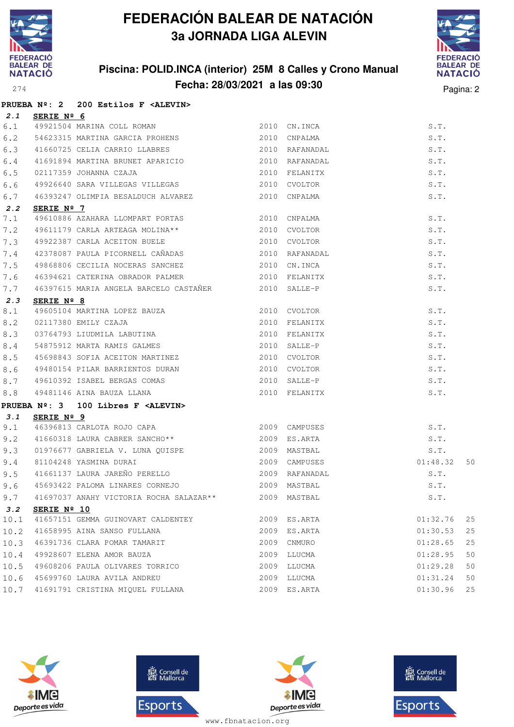# FEDERACIÓN BALEAR DE NATACIÓN

## 3a JORNADA LIGA ALEVIN

### Piscina: POLID.INCA (interior) 25M 8 Calles y Crono Manual
### Fecha: 28/03/2021 a las 09:30

274

**PRUEBA Nº: 2 200 Estilos F <ALEVIN>**

**2.1 SERIE Nº 6**

| | | | | | | |
|---|---|---|---|---|---|---|
| 6.1 | 49921504 | MARINA COLL ROMAN | 2010 | CN.INCA | S.T. | |
| 6.2 | 54623315 | MARTINA GARCIA PROHENS | 2010 | CNPALMA | S.T. | |
| 6.3 | 41660725 | CELIA CARRIO LLABRES | 2010 | RAFANADAL | S.T. | |
| 6.4 | 41691894 | MARTINA BRUNET APARICIO | 2010 | RAFANADAL | S.T. | |
| 6.5 | 02117359 | JOHANNA CZAJA | 2010 | FELANITX | S.T. | |
| 6.6 | 49926640 | SARA VILLEGAS VILLEGAS | 2010 | CVOLTOR | S.T. | |
| 6.7 | 46393247 | OLIMPIA BESALDUCH ALVAREZ | 2010 | CNPALMA | S.T. | |

**2.2 SERIE Nº 7**

| | | | | | | |
|---|---|---|---|---|---|---|
| 7.1 | 49610886 | AZAHARA LLOMPART PORTAS | 2010 | CNPALMA | S.T. | |
| 7.2 | 49611179 | CARLA ARTEAGA MOLINA** | 2010 | CVOLTOR | S.T. | |
| 7.3 | 49922387 | CARLA ACEITON BUELE | 2010 | CVOLTOR | S.T. | |
| 7.4 | 42378087 | PAULA PICORNELL CAÑADAS | 2010 | RAFANADAL | S.T. | |
| 7.5 | 49868806 | CECILIA NOCERAS SANCHEZ | 2010 | CN.INCA | S.T. | |
| 7.6 | 46394621 | CATERINA OBRADOR PALMER | 2010 | FELANITX | S.T. | |
| 7.7 | 46397615 | MARIA ANGELA BARCELO CASTAÑER | 2010 | SALLE-P | S.T. | |

**2.3 SERIE Nº 8**

| | | | | | | |
|---|---|---|---|---|---|---|
| 8.1 | 49605104 | MARTINA LOPEZ BAUZA | 2010 | CVOLTOR | S.T. | |
| 8.2 | 02117380 | EMILY CZAJA | 2010 | FELANITX | S.T. | |
| 8.3 | 03764793 | LIUDMILA LABUTINA | 2010 | FELANITX | S.T. | |
| 8.4 | 54875912 | MARTA RAMIS GALMES | 2010 | SALLE-P | S.T. | |
| 8.5 | 45698843 | SOFIA ACEITON MARTINEZ | 2010 | CVOLTOR | S.T. | |
| 8.6 | 49480154 | PILAR BARRIENTOS DURAN | 2010 | CVOLTOR | S.T. | |
| 8.7 | 49610392 | ISABEL BERGAS COMAS | 2010 | SALLE-P | S.T. | |
| 8.8 | 49481146 | AINA BAUZA LLANA | 2010 | FELANITX | S.T. | |

**PRUEBA Nº: 3 100 Libres F <ALEVIN>**

**3.1 SERIE Nº 9**

| | | | | | | |
|---|---|---|---|---|---|---|
| 9.1 | 46396813 | CARLOTA ROJO CAPA | 2009 | CAMPUSES | S.T. | |
| 9.2 | 41660318 | LAURA CABRER SANCHO** | 2009 | ES.ARTA | S.T. | |
| 9.3 | 01976677 | GABRIELA V. LUNA QUISPE | 2009 | MASTBAL | S.T. | |
| 9.4 | 81104248 | YASMINA DURAI | 2009 | CAMPUSES | 01:48.32 | 50 |
| 9.5 | 41661137 | LAURA JAREÑO PERELLO | 2009 | RAFANADAL | S.T. | |
| 9.6 | 45693422 | PALOMA LINARES CORNEJO | 2009 | MASTBAL | S.T. | |
| 9.7 | 41697037 | ANAHY VICTORIA ROCHA SALAZAR** | 2009 | MASTBAL | S.T. | |

**3.2 SERIE Nº 10**

| | | | | | | |
|---|---|---|---|---|---|---|
| 10.1 | 41657151 | GEMMA GUINOVART CALDENTEY | 2009 | ES.ARTA | 01:32.76 | 25 |
| 10.2 | 41658995 | AINA SANSO FULLANA | 2009 | ES.ARTA | 01:30.53 | 25 |
| 10.3 | 46391736 | CLARA POMAR TAMARIT | 2009 | CNMURO | 01:28.65 | 25 |
| 10.4 | 49928607 | ELENA AMOR BAUZA | 2009 | LLUCMA | 01:28.95 | 50 |
| 10.5 | 49608206 | PAULA OLIVARES TORRICO | 2009 | LLUCMA | 01:29.28 | 50 |
| 10.6 | 45699760 | LAURA AVILA ANDREU | 2009 | LLUCMA | 01:31.24 | 50 |
| 10.7 | 41691791 | CRISTINA MIQUEL FULLANA | 2009 | ES.ARTA | 01:30.96 | 25 |

www.fbnatacion.org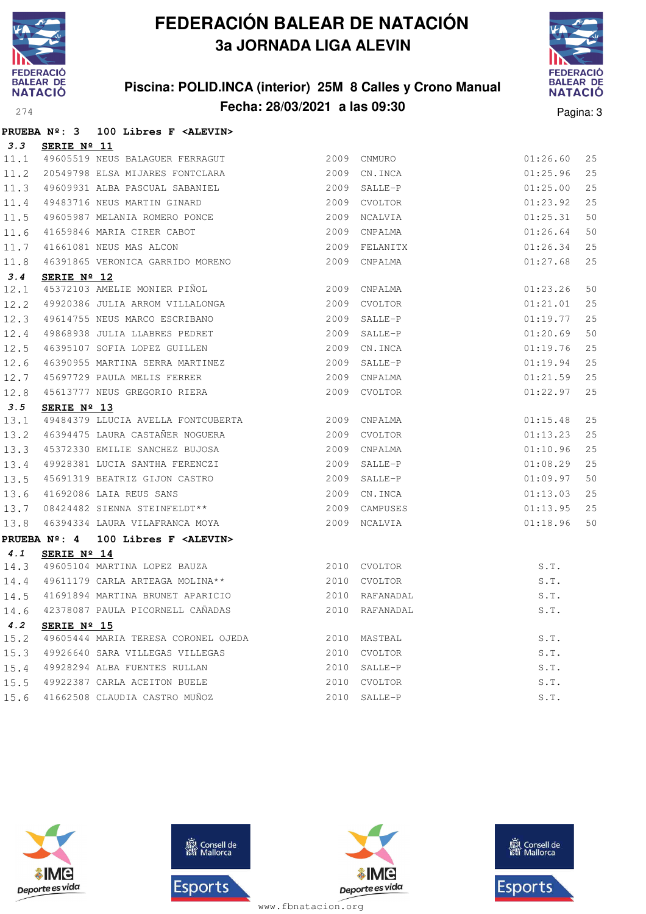# FEDERACIÓN BALEAR DE NATACIÓN

## 3a JORNADA LIGA ALEVIN

### Piscina: POLID.INCA (interior) 25M 8 Calles y Crono Manual

### Fecha: 28/03/2021 a las 09:30

**PRUEBA Nº: 3 100 Libres F <ALEVIN>**

***3.3*** **SERIE Nº 11**

| | | | | | | |
|---|---|---|---|---|---|---|
| 11.1 | 49605519 NEUS BALAGUER FERRAGUT | 2009 | CNMURO | 01:26.60 | 25 |
| 11.2 | 20549798 ELSA MIJARES FONTCLARA | 2009 | CN.INCA | 01:25.96 | 25 |
| 11.3 | 49609931 ALBA PASCUAL SABANIEL | 2009 | SALLE-P | 01:25.00 | 25 |
| 11.4 | 49483716 NEUS MARTIN GINARD | 2009 | CVOLTOR | 01:23.92 | 25 |
| 11.5 | 49605987 MELANIA ROMERO PONCE | 2009 | NCALVIA | 01:25.31 | 50 |
| 11.6 | 41659846 MARIA CIRER CABOT | 2009 | CNPALMA | 01:26.64 | 50 |
| 11.7 | 41661081 NEUS MAS ALCON | 2009 | FELANITX | 01:26.34 | 25 |
| 11.8 | 46391865 VERONICA GARRIDO MORENO | 2009 | CNPALMA | 01:27.68 | 25 |

***3.4*** **SERIE Nº 12**

| | | | | | |
|---|---|---|---|---|---|
| 12.1 | 45372103 AMELIE MONIER PIÑOL | 2009 | CNPALMA | 01:23.26 | 50 |
| 12.2 | 49920386 JULIA ARROM VILLALONGA | 2009 | CVOLTOR | 01:21.01 | 25 |
| 12.3 | 49614755 NEUS MARCO ESCRIBANO | 2009 | SALLE-P | 01:19.77 | 25 |
| 12.4 | 49868938 JULIA LLABRES PEDRET | 2009 | SALLE-P | 01:20.69 | 50 |
| 12.5 | 46395107 SOFIA LOPEZ GUILLEN | 2009 | CN.INCA | 01:19.76 | 25 |
| 12.6 | 46390955 MARTINA SERRA MARTINEZ | 2009 | SALLE-P | 01:19.94 | 25 |
| 12.7 | 45697729 PAULA MELIS FERRER | 2009 | CNPALMA | 01:21.59 | 25 |
| 12.8 | 45613777 NEUS GREGORIO RIERA | 2009 | CVOLTOR | 01:22.97 | 25 |

***3.5*** **SERIE Nº 13**

| | | | | | |
|---|---|---|---|---|---|
| 13.1 | 49484379 LLUCIA AVELLA FONTCUBERTA | 2009 | CNPALMA | 01:15.48 | 25 |
| 13.2 | 46394475 LAURA CASTAÑER NOGUERA | 2009 | CVOLTOR | 01:13.23 | 25 |
| 13.3 | 45372330 EMILIE SANCHEZ BUJOSA | 2009 | CNPALMA | 01:10.96 | 25 |
| 13.4 | 49928381 LUCIA SANTHA FERENCZI | 2009 | SALLE-P | 01:08.29 | 25 |
| 13.5 | 45691319 BEATRIZ GIJON CASTRO | 2009 | SALLE-P | 01:09.97 | 50 |
| 13.6 | 41692086 LAIA REUS SANS | 2009 | CN.INCA | 01:13.03 | 25 |
| 13.7 | 08424482 SIENNA STEINFELDT** | 2009 | CAMPUSES | 01:13.95 | 25 |
| 13.8 | 46394334 LAURA VILAFRANCA MOYA | 2009 | NCALVIA | 01:18.96 | 50 |

**PRUEBA Nº: 4 100 Libres F <ALEVIN>**

***4.1*** **SERIE Nº 14**

| | | | | |
|---|---|---|---|---|
| 14.3 | 49605104 MARTINA LOPEZ BAUZA | 2010 | CVOLTOR | S.T. |
| 14.4 | 49611179 CARLA ARTEAGA MOLINA** | 2010 | CVOLTOR | S.T. |
| 14.5 | 41691894 MARTINA BRUNET APARICIO | 2010 | RAFANADAL | S.T. |
| 14.6 | 42378087 PAULA PICORNELL CAÑADAS | 2010 | RAFANADAL | S.T. |

***4.2*** **SERIE Nº 15**

| | | | | |
|---|---|---|---|---|
| 15.2 | 49605444 MARIA TERESA CORONEL OJEDA | 2010 | MASTBAL | S.T. |
| 15.3 | 49926640 SARA VILLEGAS VILLEGAS | 2010 | CVOLTOR | S.T. |
| 15.4 | 49928294 ALBA FUENTES RULLAN | 2010 | SALLE-P | S.T. |
| 15.5 | 49922387 CARLA ACEITON BUELE | 2010 | CVOLTOR | S.T. |
| 15.6 | 41662508 CLAUDIA CASTRO MUÑOZ | 2010 | SALLE-P | S.T. |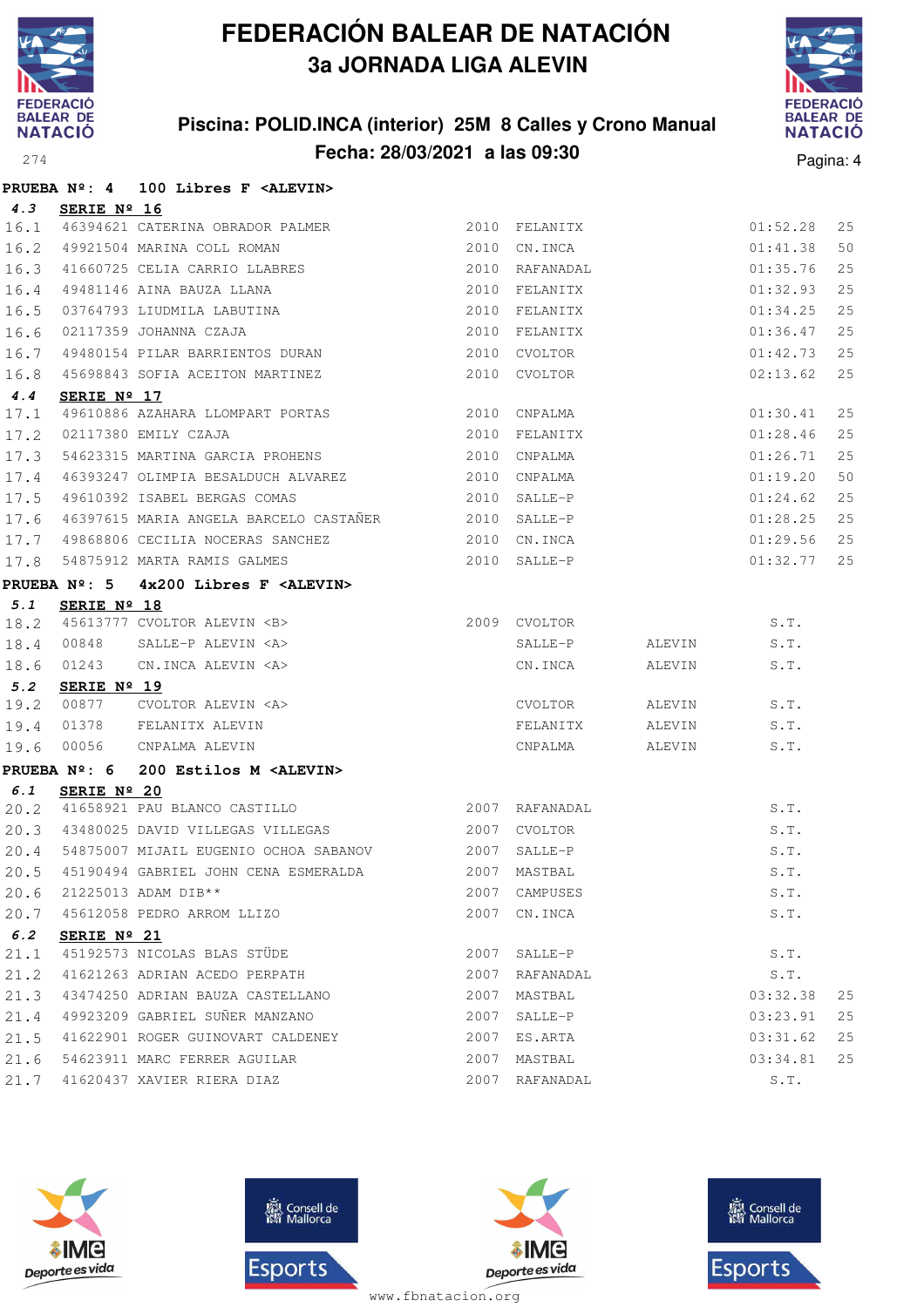# FEDERACIÓN BALEAR DE NATACIÓN

## 3a JORNADA LIGA ALEVIN

### Piscina: POLID.INCA (interior) 25M 8 Calles y Crono Manual

### Fecha: 28/03/2021 a las 09:30

**PRUEBA Nº: 4 100 Libres F <ALEVIN>**

**4.3 SERIE Nº 16**

| | | | | | | |
|---|---|---|---|---|---|---|
| 16.1 | 46394621 | CATERINA OBRADOR PALMER | 2010 | FELANITX | 01:52.28 | 25 |
| 16.2 | 49921504 | MARINA COLL ROMAN | 2010 | CN.INCA | 01:41.38 | 50 |
| 16.3 | 41660725 | CELIA CARRIO LLABRES | 2010 | RAFANADAL | 01:35.76 | 25 |
| 16.4 | 49481146 | AINA BAUZA LLANA | 2010 | FELANITX | 01:32.93 | 25 |
| 16.5 | 03764793 | LIUDMILA LABUTINA | 2010 | FELANITX | 01:34.25 | 25 |
| 16.6 | 02117359 | JOHANNA CZAJA | 2010 | FELANITX | 01:36.47 | 25 |
| 16.7 | 49480154 | PILAR BARRIENTOS DURAN | 2010 | CVOLTOR | 01:42.73 | 25 |
| 16.8 | 45698843 | SOFIA ACEITON MARTINEZ | 2010 | CVOLTOR | 02:13.62 | 25 |

**4.4 SERIE Nº 17**

| | | | | | | |
|---|---|---|---|---|---|---|
| 17.1 | 49610886 | AZAHARA LLOMPART PORTAS | 2010 | CNPALMA | 01:30.41 | 25 |
| 17.2 | 02117380 | EMILY CZAJA | 2010 | FELANITX | 01:28.46 | 25 |
| 17.3 | 54623315 | MARTINA GARCIA PROHENS | 2010 | CNPALMA | 01:26.71 | 25 |
| 17.4 | 46393247 | OLIMPIA BESALDUCH ALVAREZ | 2010 | CNPALMA | 01:19.20 | 50 |
| 17.5 | 49610392 | ISABEL BERGAS COMAS | 2010 | SALLE-P | 01:24.62 | 25 |
| 17.6 | 46397615 | MARIA ANGELA BARCELO CASTAÑER | 2010 | SALLE-P | 01:28.25 | 25 |
| 17.7 | 49868806 | CECILIA NOCERAS SANCHEZ | 2010 | CN.INCA | 01:29.56 | 25 |
| 17.8 | 54875912 | MARTA RAMIS GALMES | 2010 | SALLE-P | 01:32.77 | 25 |

**PRUEBA Nº: 5 4x200 Libres F <ALEVIN>**

**5.1 SERIE Nº 18**

| | | | | | | |
|---|---|---|---|---|---|---|
| 18.2 | 45613777 | CVOLTOR ALEVIN <B> | 2009 | CVOLTOR | | S.T. |
| 18.4 | 00848 | SALLE-P ALEVIN <A> | | SALLE-P | ALEVIN | S.T. |
| 18.6 | 01243 | CN.INCA ALEVIN <A> | | CN.INCA | ALEVIN | S.T. |

**5.2 SERIE Nº 19**

| | | | | | | |
|---|---|---|---|---|---|---|
| 19.2 | 00877 | CVOLTOR ALEVIN <A> | | CVOLTOR | ALEVIN | S.T. |
| 19.4 | 01378 | FELANITX ALEVIN | | FELANITX | ALEVIN | S.T. |
| 19.6 | 00056 | CNPALMA ALEVIN | | CNPALMA | ALEVIN | S.T. |

**PRUEBA Nº: 6 200 Estilos M <ALEVIN>**

**6.1 SERIE Nº 20**

| | | | | | | |
|---|---|---|---|---|---|---|
| 20.2 | 41658921 | PAU BLANCO CASTILLO | 2007 | RAFANADAL | S.T. | |
| 20.3 | 43480025 | DAVID VILLEGAS VILLEGAS | 2007 | CVOLTOR | S.T. | |
| 20.4 | 54875007 | MIJAIL EUGENIO OCHOA SABANOV | 2007 | SALLE-P | S.T. | |
| 20.5 | 45190494 | GABRIEL JOHN CENA ESMERALDA | 2007 | MASTBAL | S.T. | |
| 20.6 | 21225013 | ADAM DIB** | 2007 | CAMPUSES | S.T. | |
| 20.7 | 45612058 | PEDRO ARROM LLIZO | 2007 | CN.INCA | S.T. | |

**6.2 SERIE Nº 21**

| | | | | | | |
|---|---|---|---|---|---|---|
| 21.1 | 45192573 | NICOLAS BLAS STÜDE | 2007 | SALLE-P | S.T. | |
| 21.2 | 41621263 | ADRIAN ACEDO PERPATH | 2007 | RAFANADAL | S.T. | |
| 21.3 | 43474250 | ADRIAN BAUZA CASTELLANO | 2007 | MASTBAL | 03:32.38 | 25 |
| 21.4 | 49923209 | GABRIEL SUÑER MANZANO | 2007 | SALLE-P | 03:23.91 | 25 |
| 21.5 | 41622901 | ROGER GUINOVART CALDENEY | 2007 | ES.ARTA | 03:31.62 | 25 |
| 21.6 | 54623911 | MARC FERRER AGUILAR | 2007 | MASTBAL | 03:34.81 | 25 |
| 21.7 | 41620437 | XAVIER RIERA DIAZ | 2007 | RAFANADAL | S.T. | |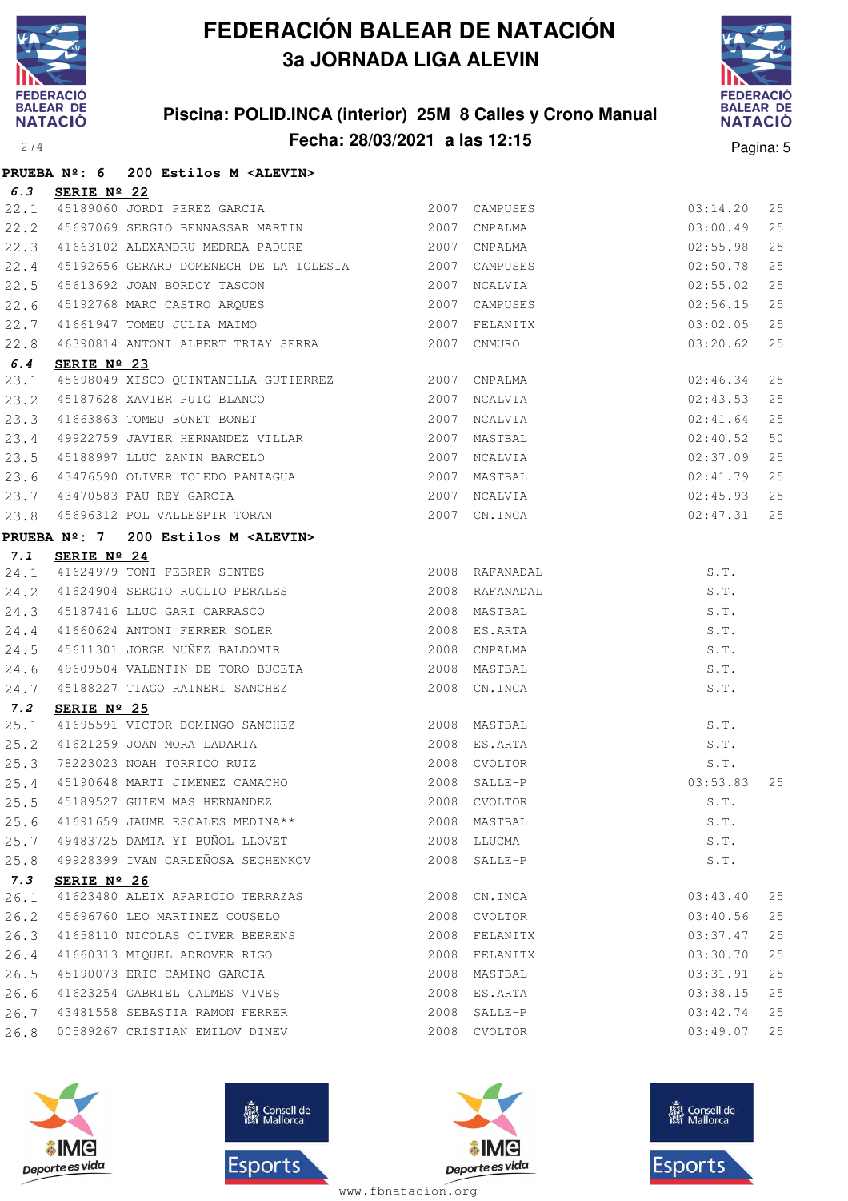# FEDERACIÓN BALEAR DE NATACIÓN

## 3a JORNADA LIGA ALEVIN

### Piscina: POLID.INCA (interior) 25M 8 Calles y Crono Manual

### Fecha: 28/03/2021 a las 12:15

**PRUEBA Nº: 6 200 Estilos M <ALEVIN>**

**6.3 SERIE Nº 22**

| | | | | | | |
|---|---|---|---|---|---|---|
| 22.1 | 45189060 | JORDI PEREZ GARCIA | 2007 | CAMPUSES | 03:14.20 | 25 |
| 22.2 | 45697069 | SERGIO BENNASSAR MARTIN | 2007 | CNPALMA | 03:00.49 | 25 |
| 22.3 | 41663102 | ALEXANDRU MEDREA PADURE | 2007 | CNPALMA | 02:55.98 | 25 |
| 22.4 | 45192656 | GERARD DOMENECH DE LA IGLESIA | 2007 | CAMPUSES | 02:50.78 | 25 |
| 22.5 | 45613692 | JOAN BORDOY TASCON | 2007 | NCALVIA | 02:55.02 | 25 |
| 22.6 | 45192768 | MARC CASTRO ARQUES | 2007 | CAMPUSES | 02:56.15 | 25 |
| 22.7 | 41661947 | TOMEU JULIA MAIMO | 2007 | FELANITX | 03:02.05 | 25 |
| 22.8 | 46390814 | ANTONI ALBERT TRIAY SERRA | 2007 | CNMURO | 03:20.62 | 25 |

**6.4 SERIE Nº 23**

| | | | | | | |
|---|---|---|---|---|---|---|
| 23.1 | 45698049 | XISCO QUINTANILLA GUTIERREZ | 2007 | CNPALMA | 02:46.34 | 25 |
| 23.2 | 45187628 | XAVIER PUIG BLANCO | 2007 | NCALVIA | 02:43.53 | 25 |
| 23.3 | 41663863 | TOMEU BONET BONET | 2007 | NCALVIA | 02:41.64 | 25 |
| 23.4 | 49922759 | JAVIER HERNANDEZ VILLAR | 2007 | MASTBAL | 02:40.52 | 50 |
| 23.5 | 45188997 | LLUC ZANIN BARCELO | 2007 | NCALVIA | 02:37.09 | 25 |
| 23.6 | 43476590 | OLIVER TOLEDO PANIAGUA | 2007 | MASTBAL | 02:41.79 | 25 |
| 23.7 | 43470583 | PAU REY GARCIA | 2007 | NCALVIA | 02:45.93 | 25 |
| 23.8 | 45696312 | POL VALLESPIR TORAN | 2007 | CN.INCA | 02:47.31 | 25 |

**PRUEBA Nº: 7 200 Estilos M <ALEVIN>**

**7.1 SERIE Nº 24**

| | | | | | | |
|---|---|---|---|---|---|---|
| 24.1 | 41624979 | TONI FEBRER SINTES | 2008 | RAFANADAL | S.T. | |
| 24.2 | 41624904 | SERGIO RUGLIO PERALES | 2008 | RAFANADAL | S.T. | |
| 24.3 | 45187416 | LLUC GARI CARRASCO | 2008 | MASTBAL | S.T. | |
| 24.4 | 41660624 | ANTONI FERRER SOLER | 2008 | ES.ARTA | S.T. | |
| 24.5 | 45611301 | JORGE NUÑEZ BALDOMIR | 2008 | CNPALMA | S.T. | |
| 24.6 | 49609504 | VALENTIN DE TORO BUCETA | 2008 | MASTBAL | S.T. | |
| 24.7 | 45188227 | TIAGO RAINERI SANCHEZ | 2008 | CN.INCA | S.T. | |

**7.2 SERIE Nº 25**

| | | | | | | |
|---|---|---|---|---|---|---|
| 25.1 | 41695591 | VICTOR DOMINGO SANCHEZ | 2008 | MASTBAL | S.T. | |
| 25.2 | 41621259 | JOAN MORA LADARIA | 2008 | ES.ARTA | S.T. | |
| 25.3 | 78223023 | NOAH TORRICO RUIZ | 2008 | CVOLTOR | S.T. | |
| 25.4 | 45190648 | MARTI JIMENEZ CAMACHO | 2008 | SALLE-P | 03:53.83 | 25 |
| 25.5 | 45189527 | GUIEM MAS HERNANDEZ | 2008 | CVOLTOR | S.T. | |
| 25.6 | 41691659 | JAUME ESCALES MEDINA** | 2008 | MASTBAL | S.T. | |
| 25.7 | 49483725 | DAMIA YI BUÑOL LLOVET | 2008 | LLUCMA | S.T. | |
| 25.8 | 49928399 | IVAN CARDEÑOSA SECHENKOV | 2008 | SALLE-P | S.T. | |

**7.3 SERIE Nº 26**

| | | | | | | |
|---|---|---|---|---|---|---|
| 26.1 | 41623480 | ALEIX APARICIO TERRAZAS | 2008 | CN.INCA | 03:43.40 | 25 |
| 26.2 | 45696760 | LEO MARTINEZ COUSELO | 2008 | CVOLTOR | 03:40.56 | 25 |
| 26.3 | 41658110 | NICOLAS OLIVER BEERENS | 2008 | FELANITX | 03:37.47 | 25 |
| 26.4 | 41660313 | MIQUEL ADROVER RIGO | 2008 | FELANITX | 03:30.70 | 25 |
| 26.5 | 45190073 | ERIC CAMINO GARCIA | 2008 | MASTBAL | 03:31.91 | 25 |
| 26.6 | 41623254 | GABRIEL GALMES VIVES | 2008 | ES.ARTA | 03:38.15 | 25 |
| 26.7 | 43481558 | SEBASTIA RAMON FERRER | 2008 | SALLE-P | 03:42.74 | 25 |
| 26.8 | 00589267 | CRISTIAN EMILOV DINEV | 2008 | CVOLTOR | 03:49.07 | 25 |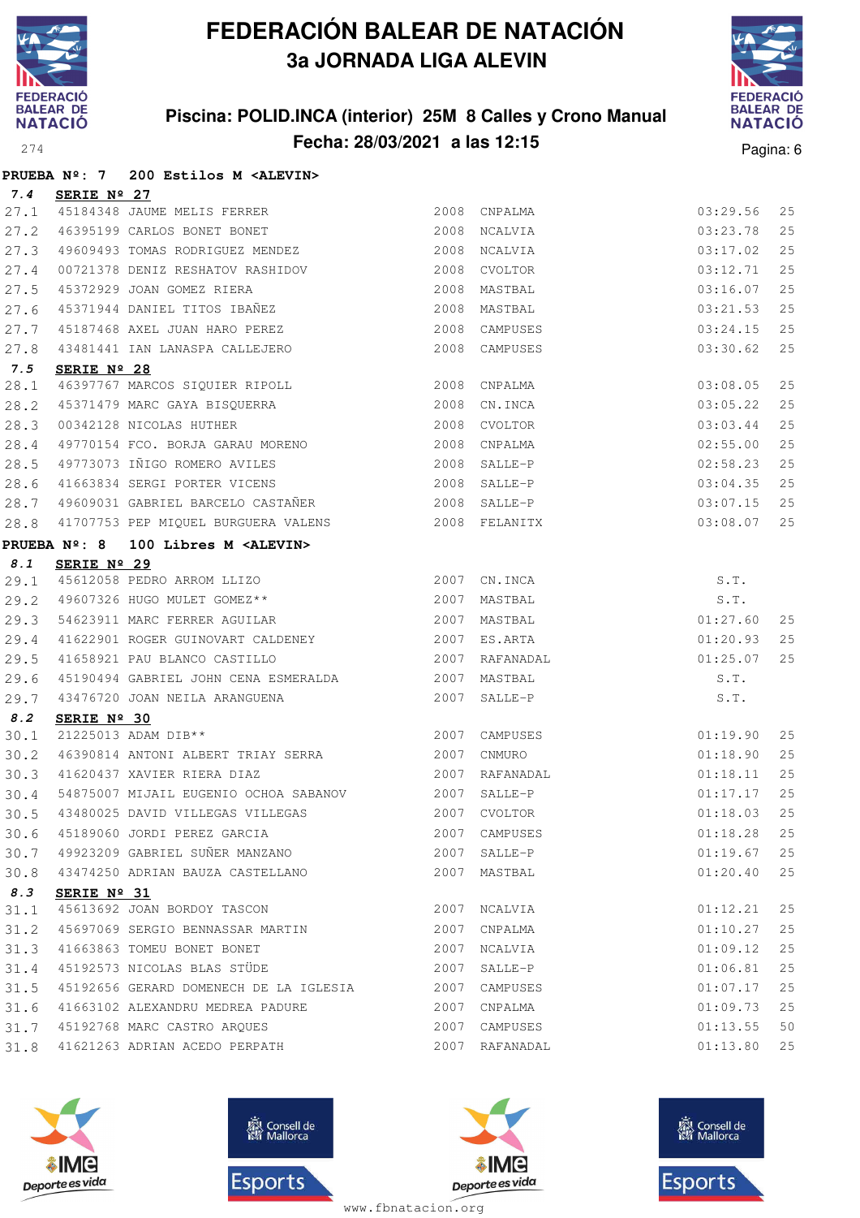# FEDERACIÓN BALEAR DE NATACIÓN

## 3a JORNADA LIGA ALEVIN

### Piscina: POLID.INCA (interior) 25M 8 Calles y Crono Manual

### Fecha: 28/03/2021 a las 12:15

**PRUEBA Nº: 7 200 Estilos M <ALEVIN>**

**7.4 SERIE Nº 27**

| | | | | | | |
|---|---|---|---|---|---|---|
| 27.1 | 45184348 | JAUME MELIS FERRER | 2008 | CNPALMA | 03:29.56 | 25 |
| 27.2 | 46395199 | CARLOS BONET BONET | 2008 | NCALVIA | 03:23.78 | 25 |
| 27.3 | 49609493 | TOMAS RODRIGUEZ MENDEZ | 2008 | NCALVIA | 03:17.02 | 25 |
| 27.4 | 00721378 | DENIZ RESHATOV RASHIDOV | 2008 | CVOLTOR | 03:12.71 | 25 |
| 27.5 | 45372929 | JOAN GOMEZ RIERA | 2008 | MASTBAL | 03:16.07 | 25 |
| 27.6 | 45371944 | DANIEL TITOS IBAÑEZ | 2008 | MASTBAL | 03:21.53 | 25 |
| 27.7 | 45187468 | AXEL JUAN HARO PEREZ | 2008 | CAMPUSES | 03:24.15 | 25 |
| 27.8 | 43481441 | IAN LANASPA CALLEJERO | 2008 | CAMPUSES | 03:30.62 | 25 |

**7.5 SERIE Nº 28**

| | | | | | | |
|---|---|---|---|---|---|---|
| 28.1 | 46397767 | MARCOS SIQUIER RIPOLL | 2008 | CNPALMA | 03:08.05 | 25 |
| 28.2 | 45371479 | MARC GAYA BISQUERRA | 2008 | CN.INCA | 03:05.22 | 25 |
| 28.3 | 00342128 | NICOLAS HUTHER | 2008 | CVOLTOR | 03:03.44 | 25 |
| 28.4 | 49770154 | FCO. BORJA GARAU MORENO | 2008 | CNPALMA | 02:55.00 | 25 |
| 28.5 | 49773073 | IÑIGO ROMERO AVILES | 2008 | SALLE-P | 02:58.23 | 25 |
| 28.6 | 41663834 | SERGI PORTER VICENS | 2008 | SALLE-P | 03:04.35 | 25 |
| 28.7 | 49609031 | GABRIEL BARCELO CASTAÑER | 2008 | SALLE-P | 03:07.15 | 25 |
| 28.8 | 41707753 | PEP MIQUEL BURGUERA VALENS | 2008 | FELANITX | 03:08.07 | 25 |

**PRUEBA Nº: 8 100 Libres M <ALEVIN>**

**8.1 SERIE Nº 29**

| | | | | | | |
|---|---|---|---|---|---|---|
| 29.1 | 45612058 | PEDRO ARROM LLIZO | 2007 | CN.INCA | S.T. | |
| 29.2 | 49607326 | HUGO MULET GOMEZ** | 2007 | MASTBAL | S.T. | |
| 29.3 | 54623911 | MARC FERRER AGUILAR | 2007 | MASTBAL | 01:27.60 | 25 |
| 29.4 | 41622901 | ROGER GUINOVART CALDENEY | 2007 | ES.ARTA | 01:20.93 | 25 |
| 29.5 | 41658921 | PAU BLANCO CASTILLO | 2007 | RAFANADAL | 01:25.07 | 25 |
| 29.6 | 45190494 | GABRIEL JOHN CENA ESMERALDA | 2007 | MASTBAL | S.T. | |
| 29.7 | 43476720 | JOAN NEILA ARANGUENA | 2007 | SALLE-P | S.T. | |

**8.2 SERIE Nº 30**

| | | | | | | |
|---|---|---|---|---|---|---|
| 30.1 | 21225013 | ADAM DIB** | 2007 | CAMPUSES | 01:19.90 | 25 |
| 30.2 | 46390814 | ANTONI ALBERT TRIAY SERRA | 2007 | CNMURO | 01:18.90 | 25 |
| 30.3 | 41620437 | XAVIER RIERA DIAZ | 2007 | RAFANADAL | 01:18.11 | 25 |
| 30.4 | 54875007 | MIJAIL EUGENIO OCHOA SABANOV | 2007 | SALLE-P | 01:17.17 | 25 |
| 30.5 | 43480025 | DAVID VILLEGAS VILLEGAS | 2007 | CVOLTOR | 01:18.03 | 25 |
| 30.6 | 45189060 | JORDI PEREZ GARCIA | 2007 | CAMPUSES | 01:18.28 | 25 |
| 30.7 | 49923209 | GABRIEL SUÑER MANZANO | 2007 | SALLE-P | 01:19.67 | 25 |
| 30.8 | 43474250 | ADRIAN BAUZA CASTELLANO | 2007 | MASTBAL | 01:20.40 | 25 |

**8.3 SERIE Nº 31**

| | | | | | | |
|---|---|---|---|---|---|---|
| 31.1 | 45613692 | JOAN BORDOY TASCON | 2007 | NCALVIA | 01:12.21 | 25 |
| 31.2 | 45697069 | SERGIO BENNASSAR MARTIN | 2007 | CNPALMA | 01:10.27 | 25 |
| 31.3 | 41663863 | TOMEU BONET BONET | 2007 | NCALVIA | 01:09.12 | 25 |
| 31.4 | 45192573 | NICOLAS BLAS STÜDE | 2007 | SALLE-P | 01:06.81 | 25 |
| 31.5 | 45192656 | GERARD DOMENECH DE LA IGLESIA | 2007 | CAMPUSES | 01:07.17 | 25 |
| 31.6 | 41663102 | ALEXANDRU MEDREA PADURE | 2007 | CNPALMA | 01:09.73 | 25 |
| 31.7 | 45192768 | MARC CASTRO ARQUES | 2007 | CAMPUSES | 01:13.55 | 50 |
| 31.8 | 41621263 | ADRIAN ACEDO PERPATH | 2007 | RAFANADAL | 01:13.80 | 25 |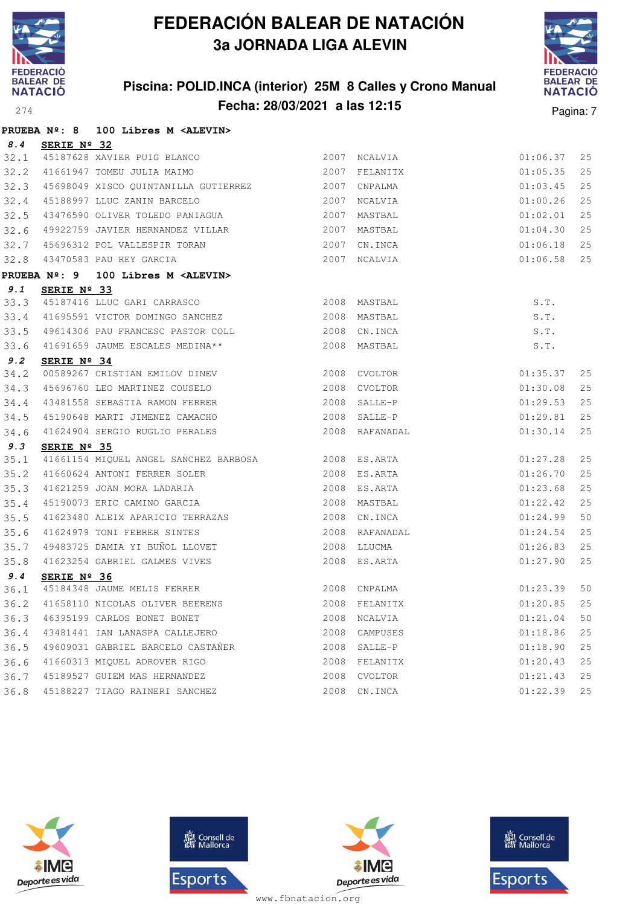# FEDERACIÓN BALEAR DE NATACIÓN

## 3a JORNADA LIGA ALEVIN

### Piscina: POLID.INCA (interior) 25M 8 Calles y Crono Manual

### Fecha: 28/03/2021 a las 12:15

**PRUEBA Nº: 8 100 Libres M <ALEVIN>**

***8.4*** **SERIE Nº 32**

| | | | | | | |
|---|---|---|---|---|---|---|
| 32.1 | 45187628 | XAVIER PUIG BLANCO | 2007 | NCALVIA | 01:06.37 | 25 |
| 32.2 | 41661947 | TOMEU JULIA MAIMO | 2007 | FELANITX | 01:05.35 | 25 |
| 32.3 | 45698049 | XISCO QUINTANILLA GUTIERREZ | 2007 | CNPALMA | 01:03.45 | 25 |
| 32.4 | 45188997 | LLUC ZANIN BARCELO | 2007 | NCALVIA | 01:00.26 | 25 |
| 32.5 | 43476590 | OLIVER TOLEDO PANIAGUA | 2007 | MASTBAL | 01:02.01 | 25 |
| 32.6 | 49922759 | JAVIER HERNANDEZ VILLAR | 2007 | MASTBAL | 01:04.30 | 25 |
| 32.7 | 45696312 | POL VALLESPIR TORAN | 2007 | CN.INCA | 01:06.18 | 25 |
| 32.8 | 43470583 | PAU REY GARCIA | 2007 | NCALVIA | 01:06.58 | 25 |

**PRUEBA Nº: 9 100 Libres M <ALEVIN>**

***9.1*** **SERIE Nº 33**

| | | | | | | |
|---|---|---|---|---|---|---|
| 33.3 | 45187416 | LLUC GARI CARRASCO | 2008 | MASTBAL | S.T. | |
| 33.4 | 41695591 | VICTOR DOMINGO SANCHEZ | 2008 | MASTBAL | S.T. | |
| 33.5 | 49614306 | PAU FRANCESC PASTOR COLL | 2008 | CN.INCA | S.T. | |
| 33.6 | 41691659 | JAUME ESCALES MEDINA** | 2008 | MASTBAL | S.T. | |

***9.2*** **SERIE Nº 34**

| | | | | | | |
|---|---|---|---|---|---|---|
| 34.2 | 00589267 | CRISTIAN EMILOV DINEV | 2008 | CVOLTOR | 01:35.37 | 25 |
| 34.3 | 45696760 | LEO MARTINEZ COUSELO | 2008 | CVOLTOR | 01:30.08 | 25 |
| 34.4 | 43481558 | SEBASTIA RAMON FERRER | 2008 | SALLE-P | 01:29.53 | 25 |
| 34.5 | 45190648 | MARTI JIMENEZ CAMACHO | 2008 | SALLE-P | 01:29.81 | 25 |
| 34.6 | 41624904 | SERGIO RUGLIO PERALES | 2008 | RAFANADAL | 01:30.14 | 25 |

***9.3*** **SERIE Nº 35**

| | | | | | | |
|---|---|---|---|---|---|---|
| 35.1 | 41661154 | MIQUEL ANGEL SANCHEZ BARBOSA | 2008 | ES.ARTA | 01:27.28 | 25 |
| 35.2 | 41660624 | ANTONI FERRER SOLER | 2008 | ES.ARTA | 01:26.70 | 25 |
| 35.3 | 41621259 | JOAN MORA LADARIA | 2008 | ES.ARTA | 01:23.68 | 25 |
| 35.4 | 45190073 | ERIC CAMINO GARCIA | 2008 | MASTBAL | 01:22.42 | 25 |
| 35.5 | 41623480 | ALEIX APARICIO TERRAZAS | 2008 | CN.INCA | 01:24.99 | 50 |
| 35.6 | 41624979 | TONI FEBRER SINTES | 2008 | RAFANADAL | 01:24.54 | 25 |
| 35.7 | 49483725 | DAMIA YI BUÑOL LLOVET | 2008 | LLUCMA | 01:26.83 | 25 |
| 35.8 | 41623254 | GABRIEL GALMES VIVES | 2008 | ES.ARTA | 01:27.90 | 25 |

***9.4*** **SERIE Nº 36**

| | | | | | | |
|---|---|---|---|---|---|---|
| 36.1 | 45184348 | JAUME MELIS FERRER | 2008 | CNPALMA | 01:23.39 | 50 |
| 36.2 | 41658110 | NICOLAS OLIVER BEERENS | 2008 | FELANITX | 01:20.85 | 25 |
| 36.3 | 46395199 | CARLOS BONET BONET | 2008 | NCALVIA | 01:21.04 | 50 |
| 36.4 | 43481441 | IAN LANASPA CALLEJERO | 2008 | CAMPUSES | 01:18.86 | 25 |
| 36.5 | 49609031 | GABRIEL BARCELO CASTAÑER | 2008 | SALLE-P | 01:18.90 | 25 |
| 36.6 | 41660313 | MIQUEL ADROVER RIGO | 2008 | FELANITX | 01:20.43 | 25 |
| 36.7 | 45189527 | GUIEM MAS HERNANDEZ | 2008 | CVOLTOR | 01:21.43 | 25 |
| 36.8 | 45188227 | TIAGO RAINERI SANCHEZ | 2008 | CN.INCA | 01:22.39 | 25 |

www.fbnatacion.org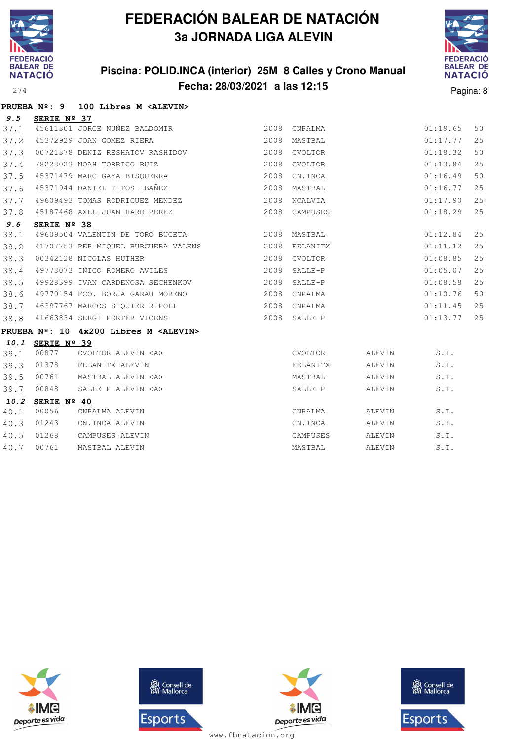# FEDERACIÓN BALEAR DE NATACIÓN

## 3a JORNADA LIGA ALEVIN

### Piscina: POLID.INCA (interior) 25M 8 Calles y Crono Manual
### Fecha: 28/03/2021 a las 12:15

**PRUEBA Nº: 9 100 Libres M <ALEVIN>**

***9.5*** **SERIE Nº 37**

| | | | | | | |
|---|---|---|---|---|---|---|
| 37.1 | 45611301 | JORGE NUÑEZ BALDOMIR | 2008 | CNPALMA | 01:19.65 | 50 |
| 37.2 | 45372929 | JOAN GOMEZ RIERA | 2008 | MASTBAL | 01:17.77 | 25 |
| 37.3 | 00721378 | DENIZ RESHATOV RASHIDOV | 2008 | CVOLTOR | 01:18.32 | 50 |
| 37.4 | 78223023 | NOAH TORRICO RUIZ | 2008 | CVOLTOR | 01:13.84 | 25 |
| 37.5 | 45371479 | MARC GAYA BISQUERRA | 2008 | CN.INCA | 01:16.49 | 50 |
| 37.6 | 45371944 | DANIEL TITOS IBAÑEZ | 2008 | MASTBAL | 01:16.77 | 25 |
| 37.7 | 49609493 | TOMAS RODRIGUEZ MENDEZ | 2008 | NCALVIA | 01:17.90 | 25 |
| 37.8 | 45187468 | AXEL JUAN HARO PEREZ | 2008 | CAMPUSES | 01:18.29 | 25 |

***9.6*** **SERIE Nº 38**

| | | | | | | |
|---|---|---|---|---|---|---|
| 38.1 | 49609504 | VALENTIN DE TORO BUCETA | 2008 | MASTBAL | 01:12.84 | 25 |
| 38.2 | 41707753 | PEP MIQUEL BURGUERA VALENS | 2008 | FELANITX | 01:11.12 | 25 |
| 38.3 | 00342128 | NICOLAS HUTHER | 2008 | CVOLTOR | 01:08.85 | 25 |
| 38.4 | 49773073 | IÑIGO ROMERO AVILES | 2008 | SALLE-P | 01:05.07 | 25 |
| 38.5 | 49928399 | IVAN CARDEÑOSA SECHENKOV | 2008 | SALLE-P | 01:08.58 | 25 |
| 38.6 | 49770154 | FCO. BORJA GARAU MORENO | 2008 | CNPALMA | 01:10.76 | 50 |
| 38.7 | 46397767 | MARCOS SIQUIER RIPOLL | 2008 | CNPALMA | 01:11.45 | 25 |
| 38.8 | 41663834 | SERGI PORTER VICENS | 2008 | SALLE-P | 01:13.77 | 25 |

**PRUEBA Nº: 10 4x200 Libres M <ALEVIN>**

***10.1*** **SERIE Nº 39**

| | | | | | |
|---|---|---|---|---|---|
| 39.1 | 00877 | CVOLTOR ALEVIN <A> | CVOLTOR | ALEVIN | S.T. |
| 39.3 | 01378 | FELANITX ALEVIN | FELANITX | ALEVIN | S.T. |
| 39.5 | 00761 | MASTBAL ALEVIN <A> | MASTBAL | ALEVIN | S.T. |
| 39.7 | 00848 | SALLE-P ALEVIN <A> | SALLE-P | ALEVIN | S.T. |

***10.2*** **SERIE Nº 40**

| | | | | | |
|---|---|---|---|---|---|
| 40.1 | 00056 | CNPALMA ALEVIN | CNPALMA | ALEVIN | S.T. |
| 40.3 | 01243 | CN.INCA ALEVIN | CN.INCA | ALEVIN | S.T. |
| 40.5 | 01268 | CAMPUSES ALEVIN | CAMPUSES | ALEVIN | S.T. |
| 40.7 | 00761 | MASTBAL ALEVIN | MASTBAL | ALEVIN | S.T. |